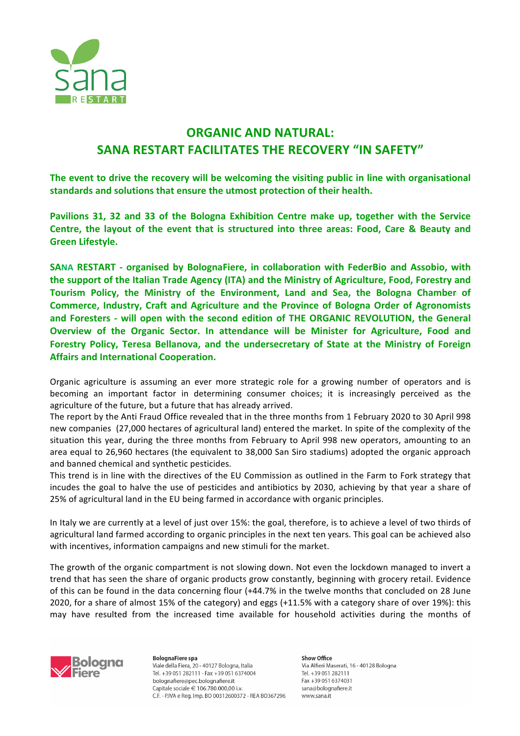# ORGANIC AND NATURAL: SANA RESTART FACILITATES THE RECOVERY "IN SAFETY"

**The event to drive the recovery will be welcoming the visiting public in line with organisational standards and solutions that ensure the utmost protection of their health.**

**Pavilions 31, 32 and 33 of the Bologna Exhibition Centre make up, together with the Service Centre, the layout of the event that is structured into three areas: Food, Care & Beauty and Green Lifestyle.**

**SANA RESTART - organised by BolognaFiere, in collaboration with FederBio and Assobio, with the support of the Italian Trade Agency (ITA) and the Ministry of Agriculture, Food, Forestry and Tourism Policy, the Ministry of the Environment, Land and Sea, the Bologna Chamber of Commerce, Industry, Craft and Agriculture and the Province of Bologna Order of Agronomists and Foresters - will open with the second edition of THE ORGANIC REVOLUTION, the General Overview of the Organic Sector. In attendance will be Minister for Agriculture, Food and Forestry Policy, Teresa Bellanova, and the undersecretary of State at the Ministry of Foreign Affairs and International Cooperation.**

Organic agriculture is assuming an ever more strategic role for a growing number of operators and is becoming an important factor in determining consumer choices; it is increasingly perceived as the agriculture of the future, but a future that has already arrived.
The report by the Anti Fraud Office revealed that in the three months from 1 February 2020 to 30 April 998 new companies (27,000 hectares of agricultural land) entered the market. In spite of the complexity of the situation this year, during the three months from February to April 998 new operators, amounting to an area equal to 26,960 hectares (the equivalent to 38,000 San Siro stadiums) adopted the organic approach and banned chemical and synthetic pesticides.
This trend is in line with the directives of the EU Commission as outlined in the Farm to Fork strategy that incudes the goal to halve the use of pesticides and antibiotics by 2030, achieving by that year a share of 25% of agricultural land in the EU being farmed in accordance with organic principles.

In Italy we are currently at a level of just over 15%: the goal, therefore, is to achieve a level of two thirds of agricultural land farmed according to organic principles in the next ten years. This goal can be achieved also with incentives, information campaigns and new stimuli for the market.

The growth of the organic compartment is not slowing down. Not even the lockdown managed to invert a trend that has seen the share of organic products grow constantly, beginning with grocery retail. Evidence of this can be found in the data concerning flour (+44.7% in the twelve months that concluded on 28 June 2020, for a share of almost 15% of the category) and eggs (+11.5% with a category share of over 19%): this may have resulted from the increased time available for household activities during the months of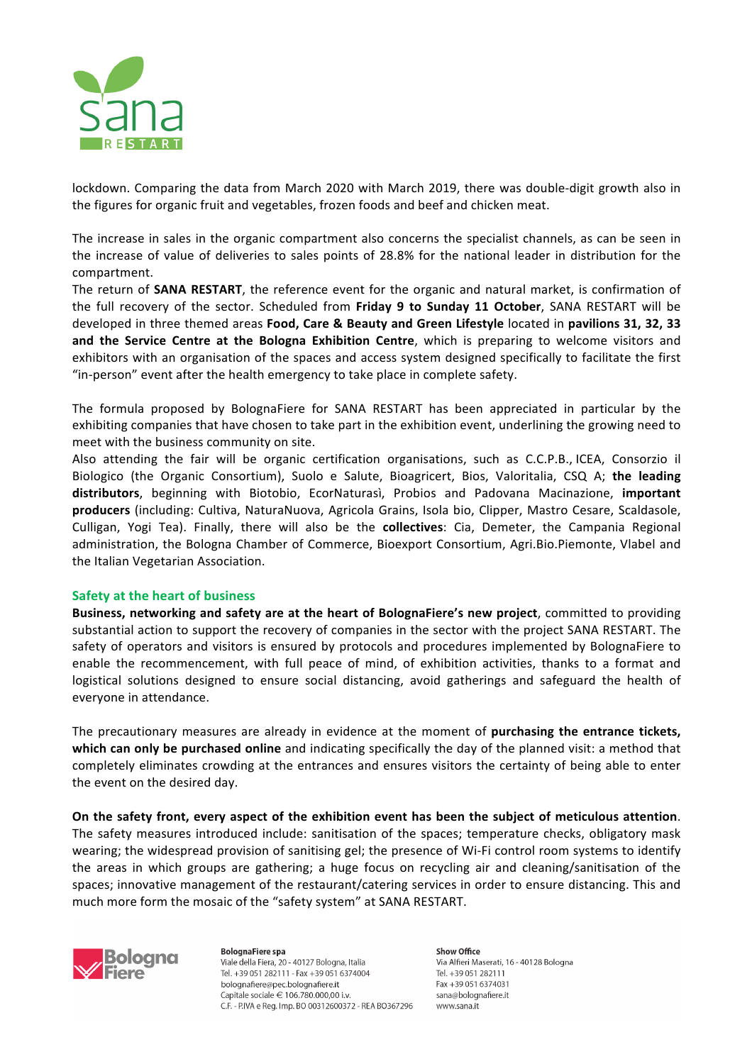lockdown. Comparing the data from March 2020 with March 2019, there was double-digit growth also in the figures for organic fruit and vegetables, frozen foods and beef and chicken meat.

The increase in sales in the organic compartment also concerns the specialist channels, as can be seen in the increase of value of deliveries to sales points of 28.8% for the national leader in distribution for the compartment.

The return of **SANA RESTART**, the reference event for the organic and natural market, is confirmation of the full recovery of the sector. Scheduled from **Friday 9 to Sunday 11 October**, SANA RESTART will be developed in three themed areas **Food, Care & Beauty and Green Lifestyle** located in **pavilions 31, 32, 33 and the Service Centre at the Bologna Exhibition Centre**, which is preparing to welcome visitors and exhibitors with an organisation of the spaces and access system designed specifically to facilitate the first "in-person" event after the health emergency to take place in complete safety.

The formula proposed by BolognaFiere for SANA RESTART has been appreciated in particular by the exhibiting companies that have chosen to take part in the exhibition event, underlining the growing need to meet with the business community on site.

Also attending the fair will be organic certification organisations, such as C.C.P.B., ICEA, Consorzio il Biologico (the Organic Consortium), Suolo e Salute, Bioagricert, Bios, Valoritalia, CSQ A; **the leading distributors**, beginning with Biotobio, EcorNaturasì, Probios and Padovana Macinazione, **important producers** (including: Cultiva, NaturaNuova, Agricola Grains, Isola bio, Clipper, Mastro Cesare, Scaldasole, Culligan, Yogi Tea). Finally, there will also be the **collectives**: Cia, Demeter, the Campania Regional administration, the Bologna Chamber of Commerce, Bioexport Consortium, Agri.Bio.Piemonte, Vlabel and the Italian Vegetarian Association.

## Safety at the heart of business

**Business, networking and safety are at the heart of BolognaFiere's new project**, committed to providing substantial action to support the recovery of companies in the sector with the project SANA RESTART. The safety of operators and visitors is ensured by protocols and procedures implemented by BolognaFiere to enable the recommencement, with full peace of mind, of exhibition activities, thanks to a format and logistical solutions designed to ensure social distancing, avoid gatherings and safeguard the health of everyone in attendance.

The precautionary measures are already in evidence at the moment of **purchasing the entrance tickets, which can only be purchased online** and indicating specifically the day of the planned visit: a method that completely eliminates crowding at the entrances and ensures visitors the certainty of being able to enter the event on the desired day.

**On the safety front, every aspect of the exhibition event has been the subject of meticulous attention**. The safety measures introduced include: sanitisation of the spaces; temperature checks, obligatory mask wearing; the widespread provision of sanitising gel; the presence of Wi-Fi control room systems to identify the areas in which groups are gathering; a huge focus on recycling air and cleaning/sanitisation of the spaces; innovative management of the restaurant/catering services in order to ensure distancing. This and much more form the mosaic of the "safety system" at SANA RESTART.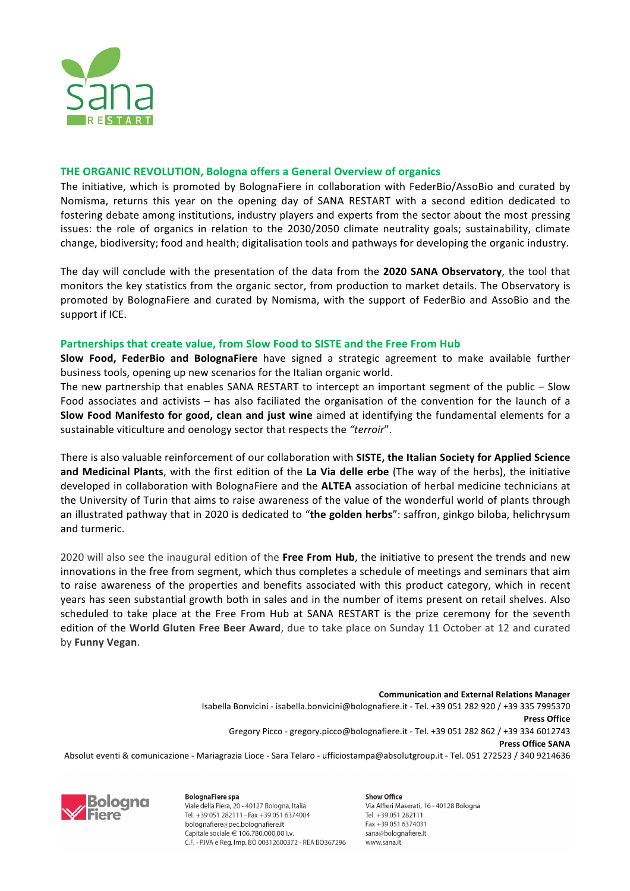## THE ORGANIC REVOLUTION, Bologna offers a General Overview of organics

The initiative, which is promoted by BolognaFiere in collaboration with FederBio/AssoBio and curated by Nomisma, returns this year on the opening day of SANA RESTART with a second edition dedicated to fostering debate among institutions, industry players and experts from the sector about the most pressing issues: the role of organics in relation to the 2030/2050 climate neutrality goals; sustainability, climate change, biodiversity; food and health; digitalisation tools and pathways for developing the organic industry.

The day will conclude with the presentation of the data from the **2020 SANA Observatory**, the tool that monitors the key statistics from the organic sector, from production to market details. The Observatory is promoted by BolognaFiere and curated by Nomisma, with the support of FederBio and AssoBio and the support if ICE.

## Partnerships that create value, from Slow Food to SISTE and the Free From Hub

**Slow Food, FederBio and BolognaFiere** have signed a strategic agreement to make available further business tools, opening up new scenarios for the Italian organic world.

The new partnership that enables SANA RESTART to intercept an important segment of the public – Slow Food associates and activists – has also faciliated the organisation of the convention for the launch of a **Slow Food Manifesto for good, clean and just wine** aimed at identifying the fundamental elements for a sustainable viticulture and oenology sector that respects the *"terroir*".

There is also valuable reinforcement of our collaboration with **SISTE, the Italian Society for Applied Science and Medicinal Plants**, with the first edition of the **La Via delle erbe** (The way of the herbs), the initiative developed in collaboration with BolognaFiere and the **ALTEA** association of herbal medicine technicians at the University of Turin that aims to raise awareness of the value of the wonderful world of plants through an illustrated pathway that in 2020 is dedicated to "**the golden herbs**": saffron, ginkgo biloba, helichrysum and turmeric.

2020 will also see the inaugural edition of the **Free From Hub**, the initiative to present the trends and new innovations in the free from segment, which thus completes a schedule of meetings and seminars that aim to raise awareness of the properties and benefits associated with this product category, which in recent years has seen substantial growth both in sales and in the number of items present on retail shelves. Also scheduled to take place at the Free From Hub at SANA RESTART is the prize ceremony for the seventh edition of the **World Gluten Free Beer Award**, due to take place on Sunday 11 October at 12 and curated by **Funny Vegan**.

**Communication and External Relations Manager**
Isabella Bonvicini - isabella.bonvicini@bolognafiere.it - Tel. +39 051 282 920 / +39 335 7995370
**Press Office**
Gregory Picco - gregory.picco@bolognafiere.it - Tel. +39 051 282 862 / +39 334 6012743
**Press Office SANA**
Absolut eventi & comunicazione - Mariagrazia Lioce - Sara Telaro - ufficiostampa@absolutgroup.it - Tel. 051 272523 / 340 9214636

**BolognaFiere spa**
Viale della Fiera, 20 - 40127 Bologna, Italia
Tel. +39 051 282111 - Fax +39 051 6374004
bolognafiere@pec.bolognafiere.it
Capitale sociale € 106.780.000,00 i.v.
C.F. - P.IVA e Reg. Imp. BO 00312600372 - REA BO367296

**Show Office**
Via Alfieri Maserati, 16 - 40128 Bologna
Tel. +39 051 282111
Fax +39 051 6374031
sana@bolognafiere.it
www.sana.it